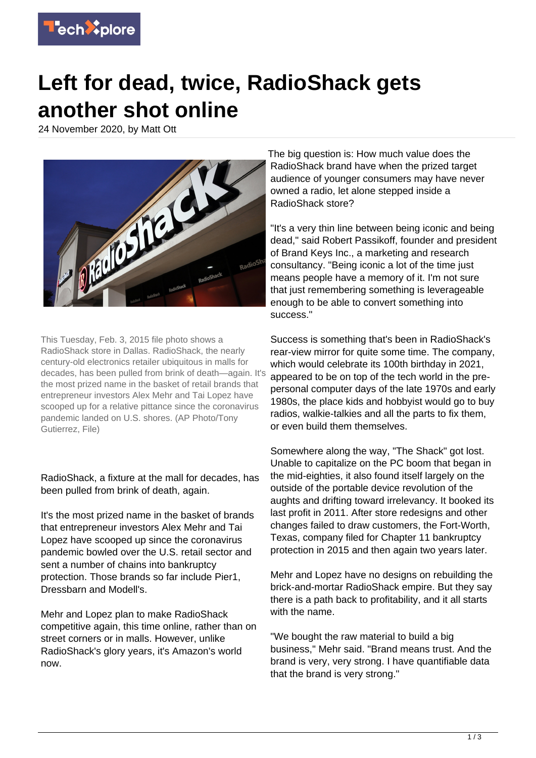# Left for dead, twice, RadioShack gets another shot online

24 November 2020, by Matt Ott

This Tuesday, Feb. 3, 2015 file photo shows a RadioShack store in Dallas. RadioShack, the nearly century-old electronics retailer ubiquitous in malls for decades, has been pulled from brink of death—again. It's the most prized name in the basket of retail brands that entrepreneur investors Alex Mehr and Tai Lopez have scooped up for a relative pittance since the coronavirus pandemic landed on U.S. shores. (AP Photo/Tony Gutierrez, File)

RadioShack, a fixture at the mall for decades, has been pulled from brink of death, again.

It's the most prized name in the basket of brands that entrepreneur investors Alex Mehr and Tai Lopez have scooped up since the coronavirus pandemic bowled over the U.S. retail sector and sent a number of chains into bankruptcy protection. Those brands so far include Pier1, Dressbarn and Modell's.

Mehr and Lopez plan to make RadioShack competitive again, this time online, rather than on street corners or in malls. However, unlike RadioShack's glory years, it's Amazon's world now.

The big question is: How much value does the RadioShack brand have when the prized target audience of younger consumers may have never owned a radio, let alone stepped inside a RadioShack store?

"It's a very thin line between being iconic and being dead," said Robert Passikoff, founder and president of Brand Keys Inc., a marketing and research consultancy. "Being iconic a lot of the time just means people have a memory of it. I'm not sure that just remembering something is leverageable enough to be able to convert something into success."

Success is something that's been in RadioShack's rear-view mirror for quite some time. The company, which would celebrate its 100th birthday in 2021, appeared to be on top of the tech world in the pre-personal computer days of the late 1970s and early 1980s, the place kids and hobbyist would go to buy radios, walkie-talkies and all the parts to fix them, or even build them themselves.

Somewhere along the way, "The Shack" got lost. Unable to capitalize on the PC boom that began in the mid-eighties, it also found itself largely on the outside of the portable device revolution of the aughts and drifting toward irrelevancy. It booked its last profit in 2011. After store redesigns and other changes failed to draw customers, the Fort-Worth, Texas, company filed for Chapter 11 bankruptcy protection in 2015 and then again two years later.

Mehr and Lopez have no designs on rebuilding the brick-and-mortar RadioShack empire. But they say there is a path back to profitability, and it all starts with the name.

"We bought the raw material to build a big business," Mehr said. "Brand means trust. And the brand is very, very strong. I have quantifiable data that the brand is very strong."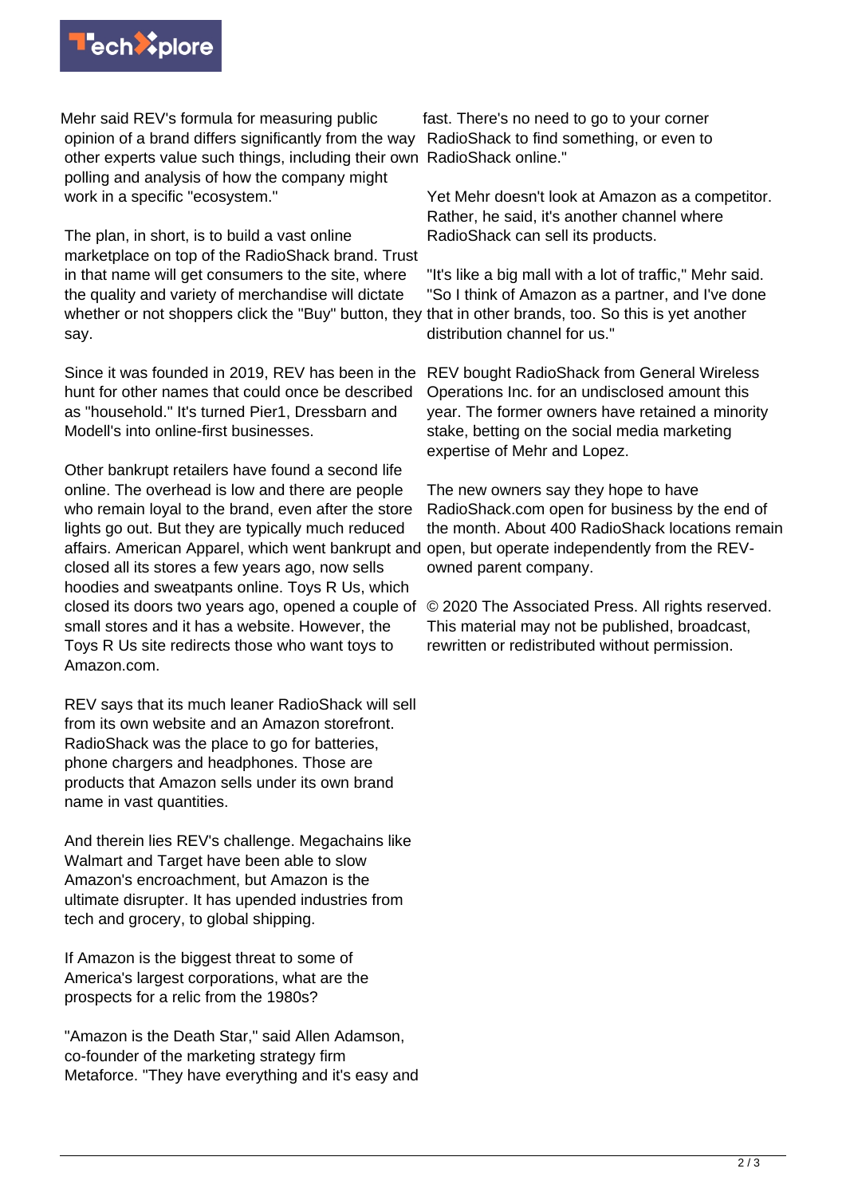Mehr said REV's formula for measuring public opinion of a brand differs significantly from the way other experts value such things, including their own polling and analysis of how the company might work in a specific "ecosystem."

The plan, in short, is to build a vast online marketplace on top of the RadioShack brand. Trust in that name will get consumers to the site, where the quality and variety of merchandise will dictate whether or not shoppers click the "Buy" button, they say.

Since it was founded in 2019, REV has been in the hunt for other names that could once be described as "household." It's turned Pier1, Dressbarn and Modell's into online-first businesses.

Other bankrupt retailers have found a second life online. The overhead is low and there are people who remain loyal to the brand, even after the store lights go out. But they are typically much reduced affairs. American Apparel, which went bankrupt and closed all its stores a few years ago, now sells hoodies and sweatpants online. Toys R Us, which closed its doors two years ago, opened a couple of small stores and it has a website. However, the Toys R Us site redirects those who want toys to Amazon.com.

REV says that its much leaner RadioShack will sell from its own website and an Amazon storefront. RadioShack was the place to go for batteries, phone chargers and headphones. Those are products that Amazon sells under its own brand name in vast quantities.

And therein lies REV's challenge. Megachains like Walmart and Target have been able to slow Amazon's encroachment, but Amazon is the ultimate disrupter. It has upended industries from tech and grocery, to global shipping.

If Amazon is the biggest threat to some of America's largest corporations, what are the prospects for a relic from the 1980s?

"Amazon is the Death Star," said Allen Adamson, co-founder of the marketing strategy firm Metaforce. "They have everything and it's easy and fast. There's no need to go to your corner RadioShack to find something, or even to RadioShack online."

Yet Mehr doesn't look at Amazon as a competitor. Rather, he said, it's another channel where RadioShack can sell its products.

"It's like a big mall with a lot of traffic," Mehr said. "So I think of Amazon as a partner, and I've done that in other brands, too. So this is yet another distribution channel for us."

REV bought RadioShack from General Wireless Operations Inc. for an undisclosed amount this year. The former owners have retained a minority stake, betting on the social media marketing expertise of Mehr and Lopez.

The new owners say they hope to have RadioShack.com open for business by the end of the month. About 400 RadioShack locations remain open, but operate independently from the REV-owned parent company.

© 2020 The Associated Press. All rights reserved. This material may not be published, broadcast, rewritten or redistributed without permission.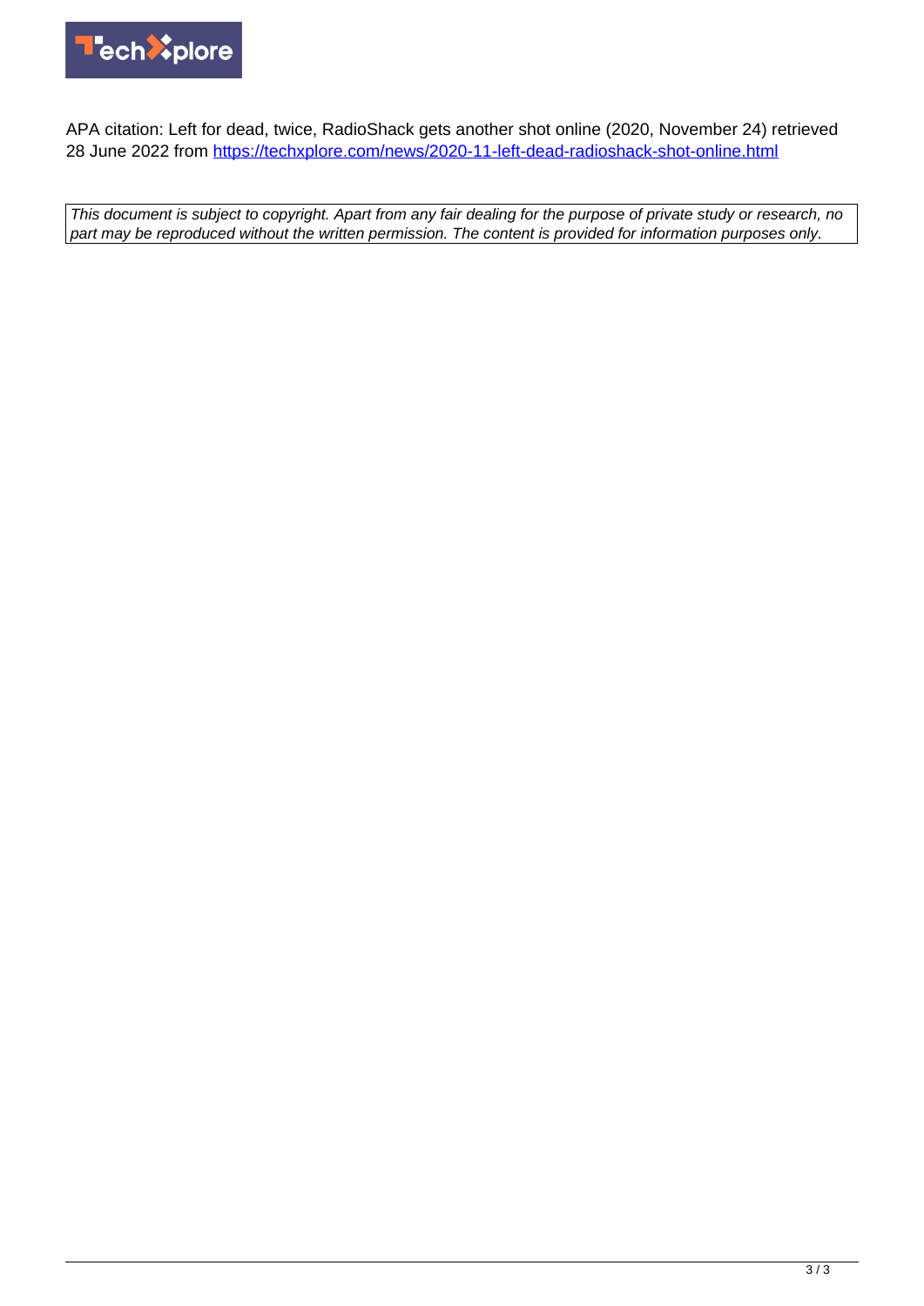APA citation: Left for dead, twice, RadioShack gets another shot online (2020, November 24) retrieved 28 June 2022 from https://techxplore.com/news/2020-11-left-dead-radioshack-shot-online.html

*This document is subject to copyright. Apart from any fair dealing for the purpose of private study or research, no part may be reproduced without the written permission. The content is provided for information purposes only.*